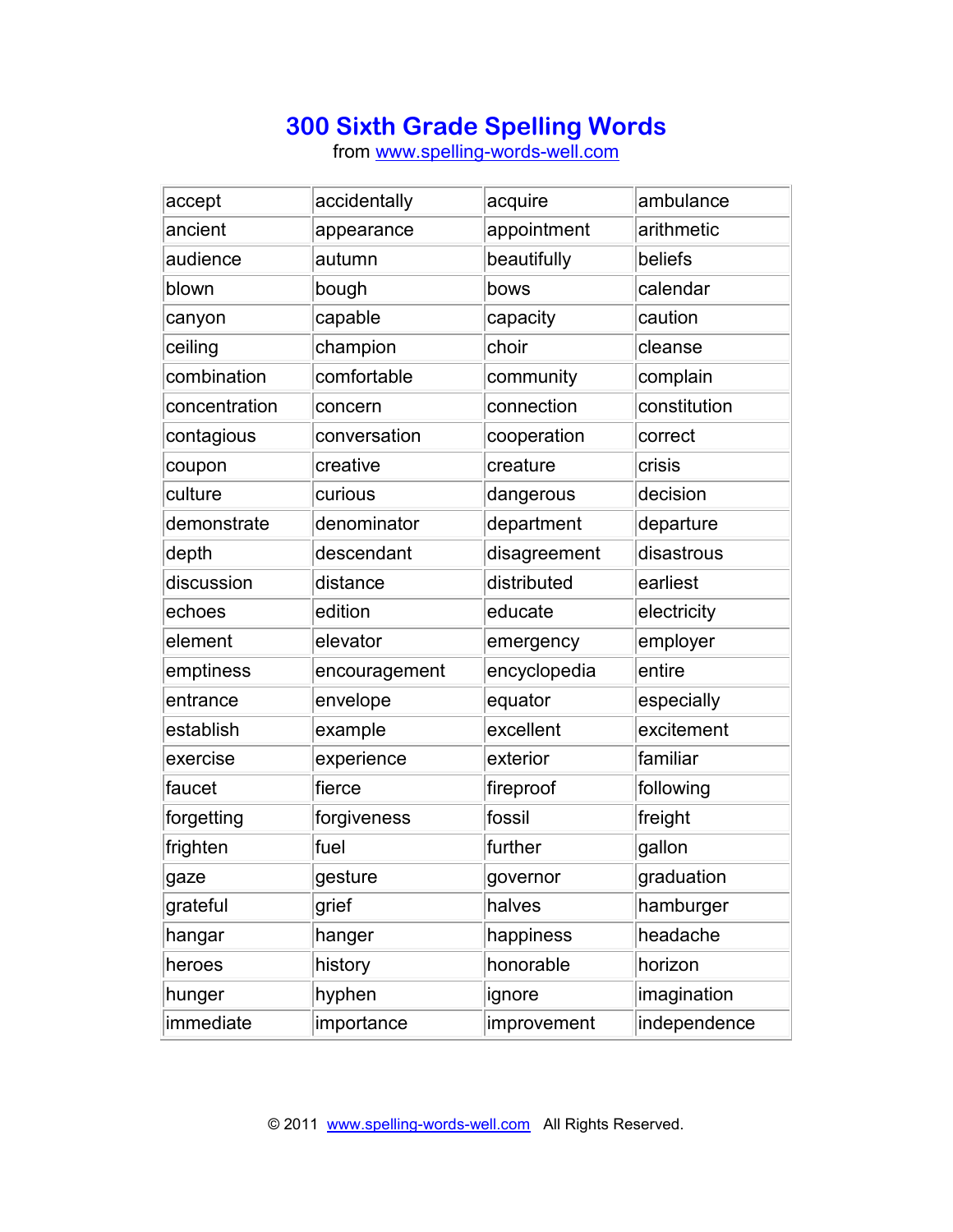# 300 Sixth Grade Spelling Words

from [www.spelling-words-well.com](http://www.spelling-words-well.com)

| | | | |
|---|---|---|---|
| accept | accidentally | acquire | ambulance |
| ancient | appearance | appointment | arithmetic |
| audience | autumn | beautifully | beliefs |
| blown | bough | bows | calendar |
| canyon | capable | capacity | caution |
| ceiling | champion | choir | cleanse |
| combination | comfortable | community | complain |
| concentration | concern | connection | constitution |
| contagious | conversation | cooperation | correct |
| coupon | creative | creature | crisis |
| culture | curious | dangerous | decision |
| demonstrate | denominator | department | departure |
| depth | descendant | disagreement | disastrous |
| discussion | distance | distributed | earliest |
| echoes | edition | educate | electricity |
| element | elevator | emergency | employer |
| emptiness | encouragement | encyclopedia | entire |
| entrance | envelope | equator | especially |
| establish | example | excellent | excitement |
| exercise | experience | exterior | familiar |
| faucet | fierce | fireproof | following |
| forgetting | forgiveness | fossil | freight |
| frighten | fuel | further | gallon |
| gaze | gesture | governor | graduation |
| grateful | grief | halves | hamburger |
| hangar | hanger | happiness | headache |
| heroes | history | honorable | horizon |
| hunger | hyphen | ignore | imagination |
| immediate | importance | improvement | independence |

© 2011 [www.spelling-words-well.com](http://www.spelling-words-well.com) All Rights Reserved.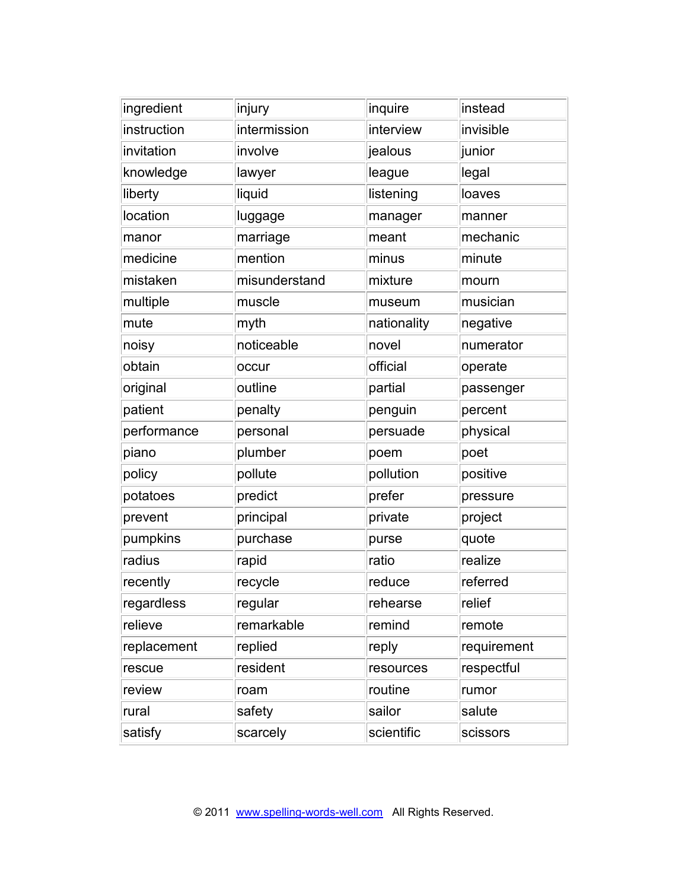| ingredient | injury | inquire | instead |
|---|---|---|---|
| instruction | intermission | interview | invisible |
| invitation | involve | jealous | junior |
| knowledge | lawyer | league | legal |
| liberty | liquid | listening | loaves |
| location | luggage | manager | manner |
| manor | marriage | meant | mechanic |
| medicine | mention | minus | minute |
| mistaken | misunderstand | mixture | mourn |
| multiple | muscle | museum | musician |
| mute | myth | nationality | negative |
| noisy | noticeable | novel | numerator |
| obtain | occur | official | operate |
| original | outline | partial | passenger |
| patient | penalty | penguin | percent |
| performance | personal | persuade | physical |
| piano | plumber | poem | poet |
| policy | pollute | pollution | positive |
| potatoes | predict | prefer | pressure |
| prevent | principal | private | project |
| pumpkins | purchase | purse | quote |
| radius | rapid | ratio | realize |
| recently | recycle | reduce | referred |
| regardless | regular | rehearse | relief |
| relieve | remarkable | remind | remote |
| replacement | replied | reply | requirement |
| rescue | resident | resources | respectful |
| review | roam | routine | rumor |
| rural | safety | sailor | salute |
| satisfy | scarcely | scientific | scissors |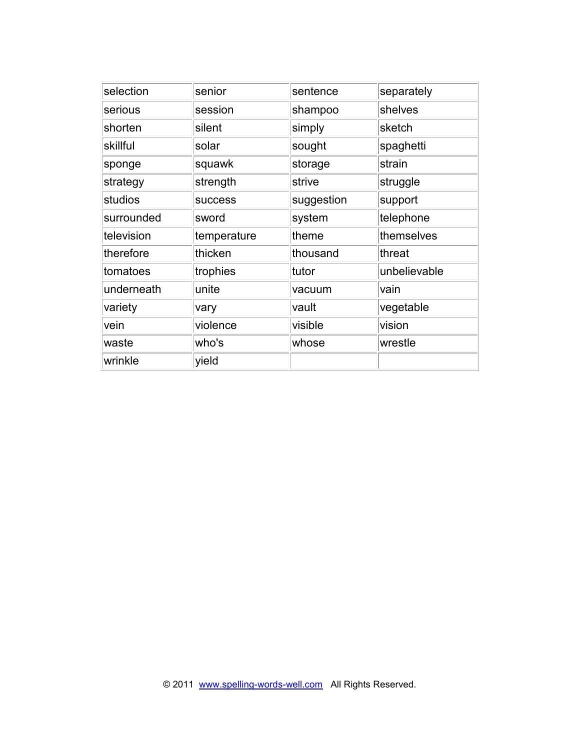| | | | |
|---|---|---|---|
| selection | senior | sentence | separately |
| serious | session | shampoo | shelves |
| shorten | silent | simply | sketch |
| skillful | solar | sought | spaghetti |
| sponge | squawk | storage | strain |
| strategy | strength | strive | struggle |
| studios | success | suggestion | support |
| surrounded | sword | system | telephone |
| television | temperature | theme | themselves |
| therefore | thicken | thousand | threat |
| tomatoes | trophies | tutor | unbelievable |
| underneath | unite | vacuum | vain |
| variety | vary | vault | vegetable |
| vein | violence | visible | vision |
| waste | who's | whose | wrestle |
| wrinkle | yield | | |

© 2011 www.spelling-words-well.com All Rights Reserved.